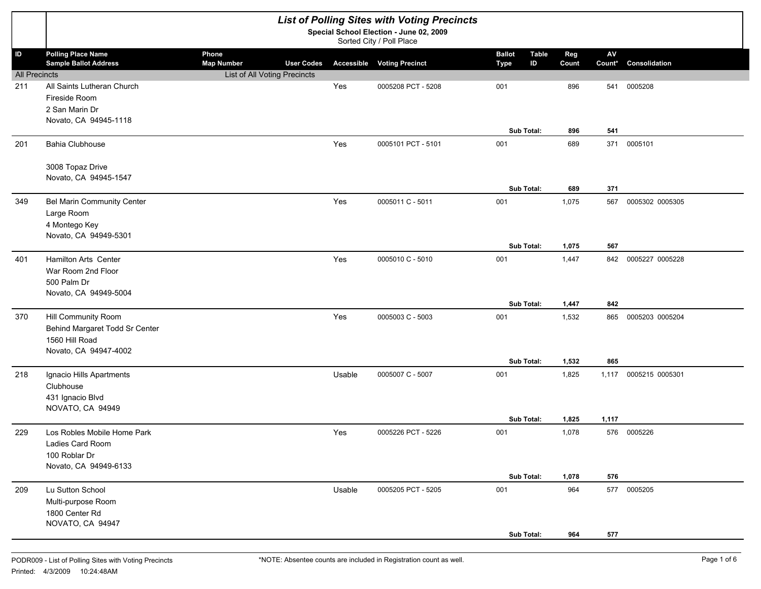# List of Polling Sites with Voting Precincts

**Special School Election - June 02, 2009**

Sorted City / Poll Place

| ID | Polling Place Name / Sample Ballot Address | Phone / Map Number | User Codes | Accessible | Voting Precinct | Ballot Type | Table ID | Reg Count | AV Count* | Consolidation |
|---|---|---|---|---|---|---|---|---|---|---|
| All Precincts | | List of All Voting Precincts | | | | | | | | |
| 211 | All Saints Lutheran Church<br>Fireside Room<br>2 San Marin Dr<br>Novato, CA 94945-1118 | | | Yes | 0005208 PCT - 5208 | 001 | | 896 | 541 | 0005208 |
| | | | | | | Sub Total: | | **896** | **541** | |
| 201 | Bahia Clubhouse<br><br>3008 Topaz Drive<br>Novato, CA 94945-1547 | | | Yes | 0005101 PCT - 5101 | 001 | | 689 | 371 | 0005101 |
| | | | | | | Sub Total: | | **689** | **371** | |
| 349 | Bel Marin Community Center<br>Large Room<br>4 Montego Key<br>Novato, CA 94949-5301 | | | Yes | 0005011 C - 5011 | 001 | | 1,075 | 567 | 0005302 0005305 |
| | | | | | | Sub Total: | | **1,075** | **567** | |
| 401 | Hamilton Arts Center<br>War Room 2nd Floor<br>500 Palm Dr<br>Novato, CA 94949-5004 | | | Yes | 0005010 C - 5010 | 001 | | 1,447 | 842 | 0005227 0005228 |
| | | | | | | Sub Total: | | **1,447** | **842** | |
| 370 | Hill Community Room<br>Behind Margaret Todd Sr Center<br>1560 Hill Road<br>Novato, CA 94947-4002 | | | Yes | 0005003 C - 5003 | 001 | | 1,532 | 865 | 0005203 0005204 |
| | | | | | | Sub Total: | | **1,532** | **865** | |
| 218 | Ignacio Hills Apartments<br>Clubhouse<br>431 Ignacio Blvd<br>NOVATO, CA 94949 | | | Usable | 0005007 C - 5007 | 001 | | 1,825 | 1,117 | 0005215 0005301 |
| | | | | | | Sub Total: | | **1,825** | **1,117** | |
| 229 | Los Robles Mobile Home Park<br>Ladies Card Room<br>100 Roblar Dr<br>Novato, CA 94949-6133 | | | Yes | 0005226 PCT - 5226 | 001 | | 1,078 | 576 | 0005226 |
| | | | | | | Sub Total: | | **1,078** | **576** | |
| 209 | Lu Sutton School<br>Multi-purpose Room<br>1800 Center Rd<br>NOVATO, CA 94947 | | | Usable | 0005205 PCT - 5205 | 001 | | 964 | 577 | 0005205 |
| | | | | | | Sub Total: | | **964** | **577** | |

PODR009 - List of Polling Sites with Voting Precincts

Printed: 4/3/2009 10:24:48AM

*NOTE: Absentee counts are included in Registration count as well.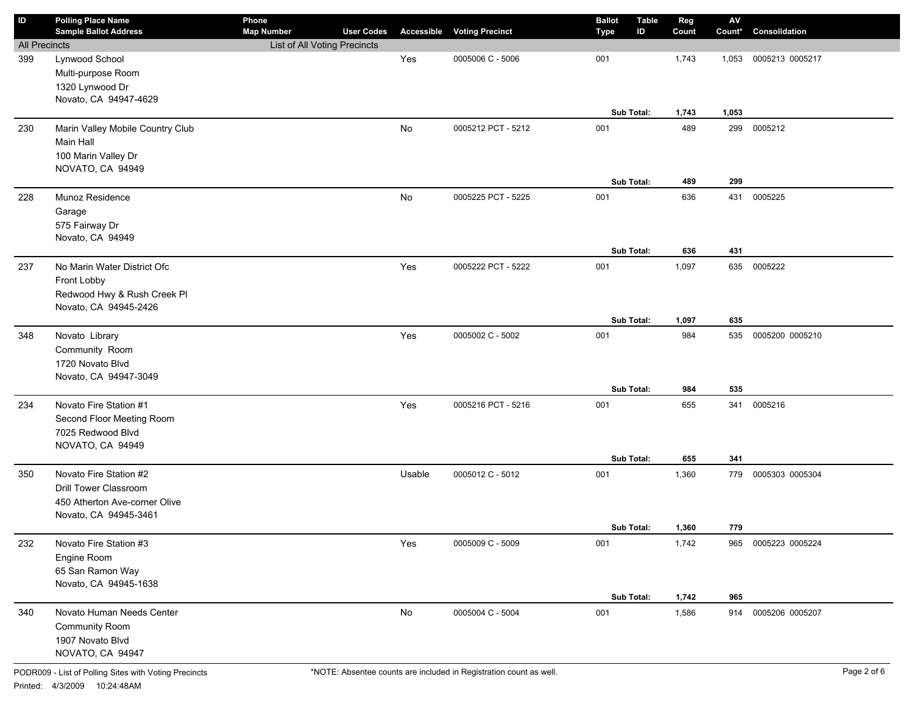| ID | Polling Place Name<br>Sample Ballot Address | Phone<br>Map Number | User Codes | Accessible | Voting Precinct | Ballot Type | Table ID | Reg Count | AV Count* | Consolidation |
|---|---|---|---|---|---|---|---|---|---|---|
| All Precincts | | List of All Voting Precincts | | | | | | | | |
| 399 | Lynwood School<br>Multi-purpose Room<br>1320 Lynwood Dr<br>Novato, CA 94947-4629 | | | Yes | 0005006 C - 5006 | 001 | | 1,743 | 1,053 | 0005213 0005217 |
| | | | | | | | **Sub Total:** | **1,743** | **1,053** | |
| 230 | Marin Valley Mobile Country Club<br>Main Hall<br>100 Marin Valley Dr<br>NOVATO, CA 94949 | | | No | 0005212 PCT - 5212 | 001 | | 489 | 299 | 0005212 |
| | | | | | | | **Sub Total:** | **489** | **299** | |
| 228 | Munoz Residence<br>Garage<br>575 Fairway Dr<br>Novato, CA 94949 | | | No | 0005225 PCT - 5225 | 001 | | 636 | 431 | 0005225 |
| | | | | | | | **Sub Total:** | **636** | **431** | |
| 237 | No Marin Water District Ofc<br>Front Lobby<br>Redwood Hwy & Rush Creek Pl<br>Novato, CA 94945-2426 | | | Yes | 0005222 PCT - 5222 | 001 | | 1,097 | 635 | 0005222 |
| | | | | | | | **Sub Total:** | **1,097** | **635** | |
| 348 | Novato Library<br>Community Room<br>1720 Novato Blvd<br>Novato, CA 94947-3049 | | | Yes | 0005002 C - 5002 | 001 | | 984 | 535 | 0005200 0005210 |
| | | | | | | | **Sub Total:** | **984** | **535** | |
| 234 | Novato Fire Station #1<br>Second Floor Meeting Room<br>7025 Redwood Blvd<br>NOVATO, CA 94949 | | | Yes | 0005216 PCT - 5216 | 001 | | 655 | 341 | 0005216 |
| | | | | | | | **Sub Total:** | **655** | **341** | |
| 350 | Novato Fire Station #2<br>Drill Tower Classroom<br>450 Atherton Ave-corner Olive<br>Novato, CA 94945-3461 | | | Usable | 0005012 C - 5012 | 001 | | 1,360 | 779 | 0005303 0005304 |
| | | | | | | | **Sub Total:** | **1,360** | **779** | |
| 232 | Novato Fire Station #3<br>Engine Room<br>65 San Ramon Way<br>Novato, CA 94945-1638 | | | Yes | 0005009 C - 5009 | 001 | | 1,742 | 965 | 0005223 0005224 |
| | | | | | | | **Sub Total:** | **1,742** | **965** | |
| 340 | Novato Human Needs Center<br>Community Room<br>1907 Novato Blvd<br>NOVATO, CA 94947 | | | No | 0005004 C - 5004 | 001 | | 1,586 | 914 | 0005206 0005207 |

*NOTE: Absentee counts are included in Registration count as well.

PODR009 - List of Polling Sites with Voting Precincts

Printed: 4/3/2009 10:24:48AM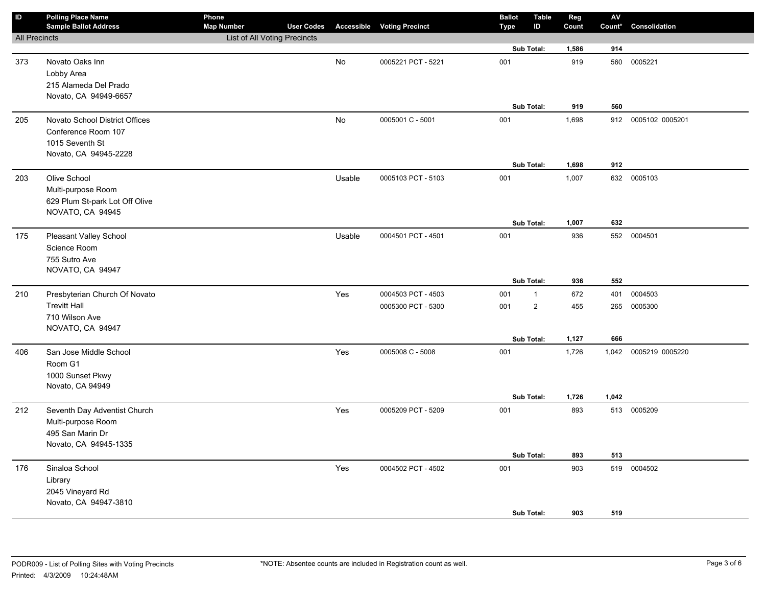| ID | Polling Place Name<br>Sample Ballot Address | Phone<br>Map Number | User Codes | Accessible | Voting Precinct | Ballot Type | Table ID | Reg Count | AV Count* | Consolidation |
|---|---|---|---|---|---|---|---|---|---|---|
| All Precincts | | List of All Voting Precincts | | | | | | | | |
| | | | | | | | Sub Total: | **1,586** | **914** | |
| 373 | Novato Oaks Inn<br>Lobby Area<br>215 Alameda Del Prado<br>Novato, CA 94949-6657 | | | No | 0005221 PCT - 5221 | 001 | | 919 | 560 | 0005221 |
| | | | | | | | Sub Total: | **919** | **560** | |
| 205 | Novato School District Offices<br>Conference Room 107<br>1015 Seventh St<br>Novato, CA 94945-2228 | | | No | 0005001 C - 5001 | 001 | | 1,698 | 912 | 0005102 0005201 |
| | | | | | | | Sub Total: | **1,698** | **912** | |
| 203 | Olive School<br>Multi-purpose Room<br>629 Plum St-park Lot Off Olive<br>NOVATO, CA 94945 | | | Usable | 0005103 PCT - 5103 | 001 | | 1,007 | 632 | 0005103 |
| | | | | | | | Sub Total: | **1,007** | **632** | |
| 175 | Pleasant Valley School<br>Science Room<br>755 Sutro Ave<br>NOVATO, CA 94947 | | | Usable | 0004501 PCT - 4501 | 001 | | 936 | 552 | 0004501 |
| | | | | | | | Sub Total: | **936** | **552** | |
| 210 | Presbyterian Church Of Novato<br>Trevitt Hall<br>710 Wilson Ave<br>NOVATO, CA 94947 | | | Yes | 0004503 PCT - 4503 | 001 | 1 | 672 | 401 | 0004503 |
| | | | | | 0005300 PCT - 5300 | 001 | 2 | 455 | 265 | 0005300 |
| | | | | | | | Sub Total: | **1,127** | **666** | |
| 406 | San Jose Middle School<br>Room G1<br>1000 Sunset Pkwy<br>Novato, CA 94949 | | | Yes | 0005008 C - 5008 | 001 | | 1,726 | 1,042 | 0005219 0005220 |
| | | | | | | | Sub Total: | **1,726** | **1,042** | |
| 212 | Seventh Day Adventist Church<br>Multi-purpose Room<br>495 San Marin Dr<br>Novato, CA 94945-1335 | | | Yes | 0005209 PCT - 5209 | 001 | | 893 | 513 | 0005209 |
| | | | | | | | Sub Total: | **893** | **513** | |
| 176 | Sinaloa School<br>Library<br>2045 Vineyard Rd<br>Novato, CA 94947-3810 | | | Yes | 0004502 PCT - 4502 | 001 | | 903 | 519 | 0004502 |
| | | | | | | | Sub Total: | **903** | **519** | |

PODR009 - List of Polling Sites with Voting Precincts
Printed: 4/3/2009 10:24:48AM

*NOTE: Absentee counts are included in Registration count as well.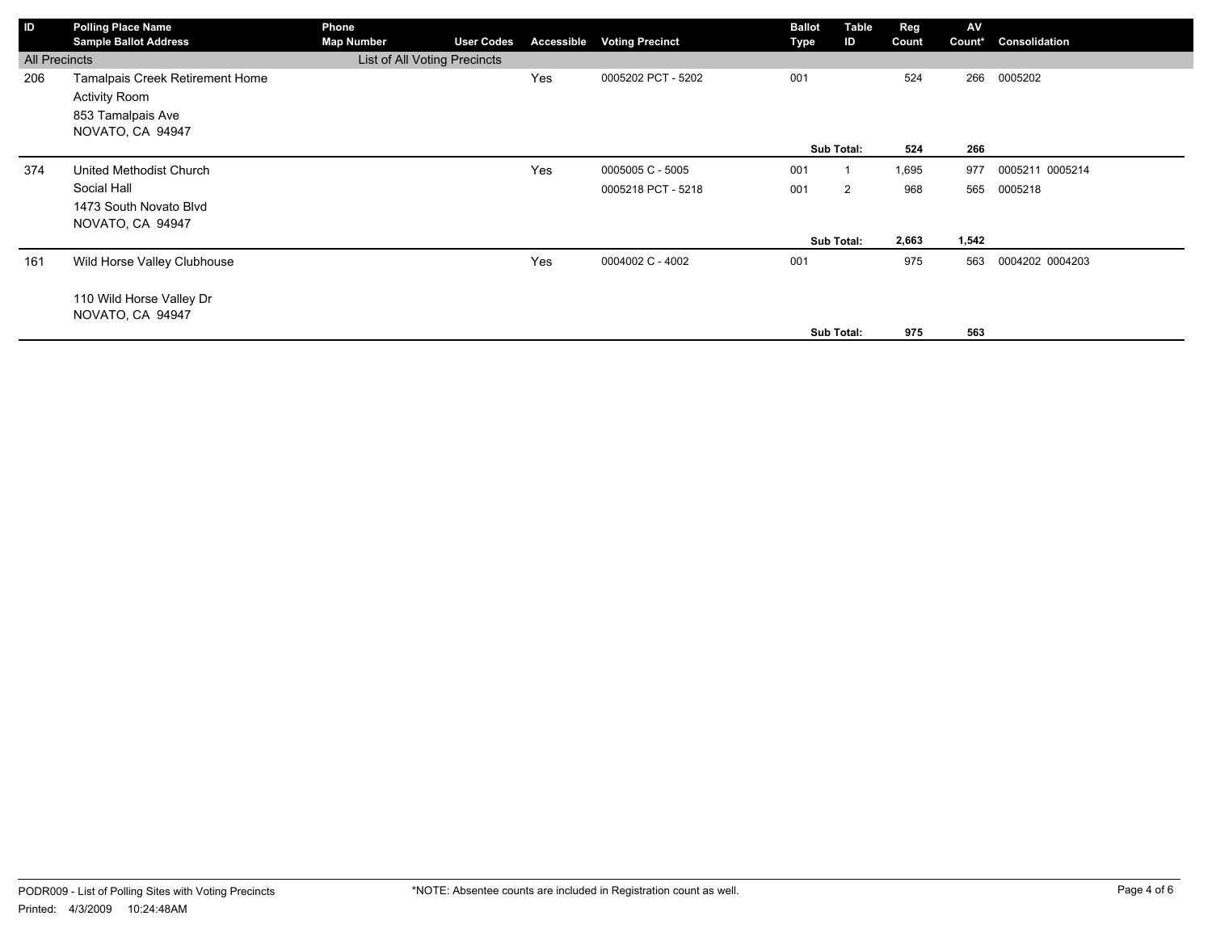| ID | Polling Place Name<br>Sample Ballot Address | Phone<br>Map Number | User Codes | Accessible | Voting Precinct | Ballot Type | Table ID | Reg Count | AV Count* | Consolidation |
|---|---|---|---|---|---|---|---|---|---|---|
| All Precincts | | List of All Voting Precincts | | | | | | | | |
| 206 | Tamalpais Creek Retirement Home<br>Activity Room<br>853 Tamalpais Ave<br>NOVATO, CA 94947 | | | Yes | 0005202 PCT - 5202 | 001 | | 524 | 266 | 0005202 |
| | | | | | | | **Sub Total:** | **524** | **266** | |
| 374 | United Methodist Church<br>Social Hall<br>1473 South Novato Blvd<br>NOVATO, CA 94947 | | | Yes | 0005005 C - 5005 | 001 | 1 | 1,695 | 977 | 0005211 0005214 |
| | | | | | 0005218 PCT - 5218 | 001 | 2 | 968 | 565 | 0005218 |
| | | | | | | | **Sub Total:** | **2,663** | **1,542** | |
| 161 | Wild Horse Valley Clubhouse<br><br>110 Wild Horse Valley Dr<br>NOVATO, CA 94947 | | | Yes | 0004002 C - 4002 | 001 | | 975 | 563 | 0004202 0004203 |
| | | | | | | | **Sub Total:** | **975** | **563** | |

PODR009 - List of Polling Sites with Voting Precincts

Printed: 4/3/2009 10:24:48AM

*NOTE: Absentee counts are included in Registration count as well.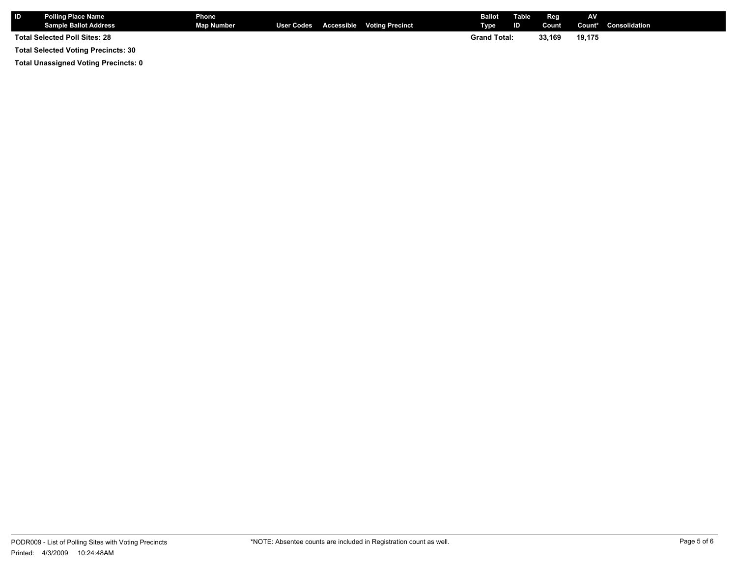| ID | Polling Place Name<br>Sample Ballot Address | Phone<br>Map Number | User Codes | Accessible | Voting Precinct | Ballot Type | Table ID | Reg Count | AV Count* | Consolidation |
|---|---|---|---|---|---|---|---|---|---|---|
| **Total Selected Poll Sites: 28** | | | | | | **Grand Total:** | | **33,169** | **19,175** | |

**Total Selected Voting Precincts: 30**

**Total Unassigned Voting Precincts: 0**

PODR009 - List of Polling Sites with Voting Precincts

Printed: 4/3/2009 10:24:48AM

*NOTE: Absentee counts are included in Registration count as well.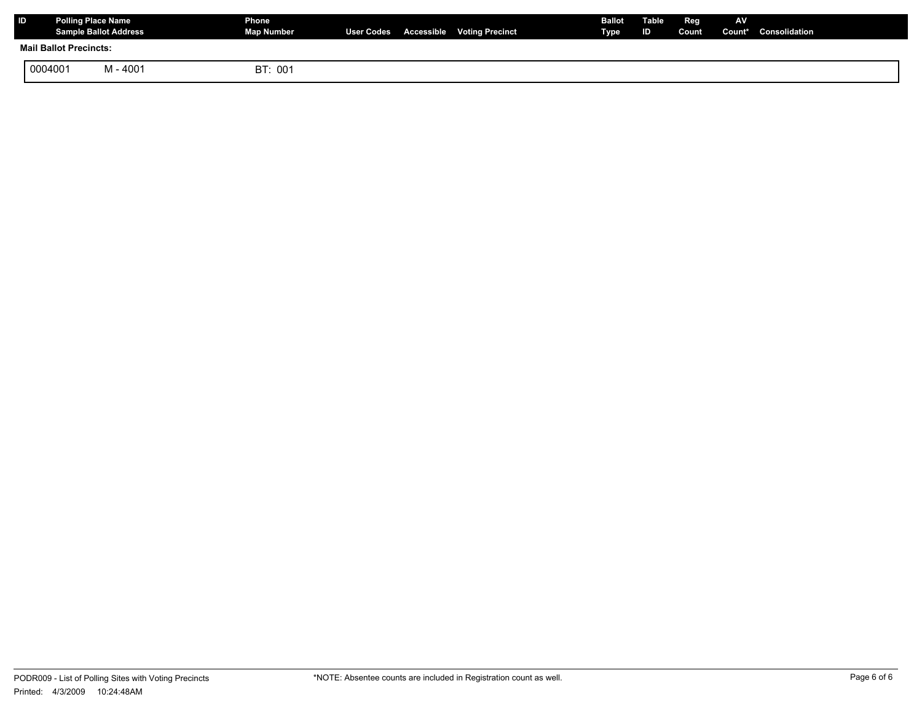| ID | Polling Place Name / Sample Ballot Address | Phone / Map Number | User Codes | Accessible | Voting Precinct | Ballot Type | Table ID | Reg Count | AV Count* | Consolidation |
|---|---|---|---|---|---|---|---|---|---|---|

**Mail Ballot Precincts:**

| | | |
|---|---|---|
| 0004001 | M - 4001 | BT: 001 |

PODR009 - List of Polling Sites with Voting Precincts

Printed: 4/3/2009 10:24:48AM

*NOTE: Absentee counts are included in Registration count as well.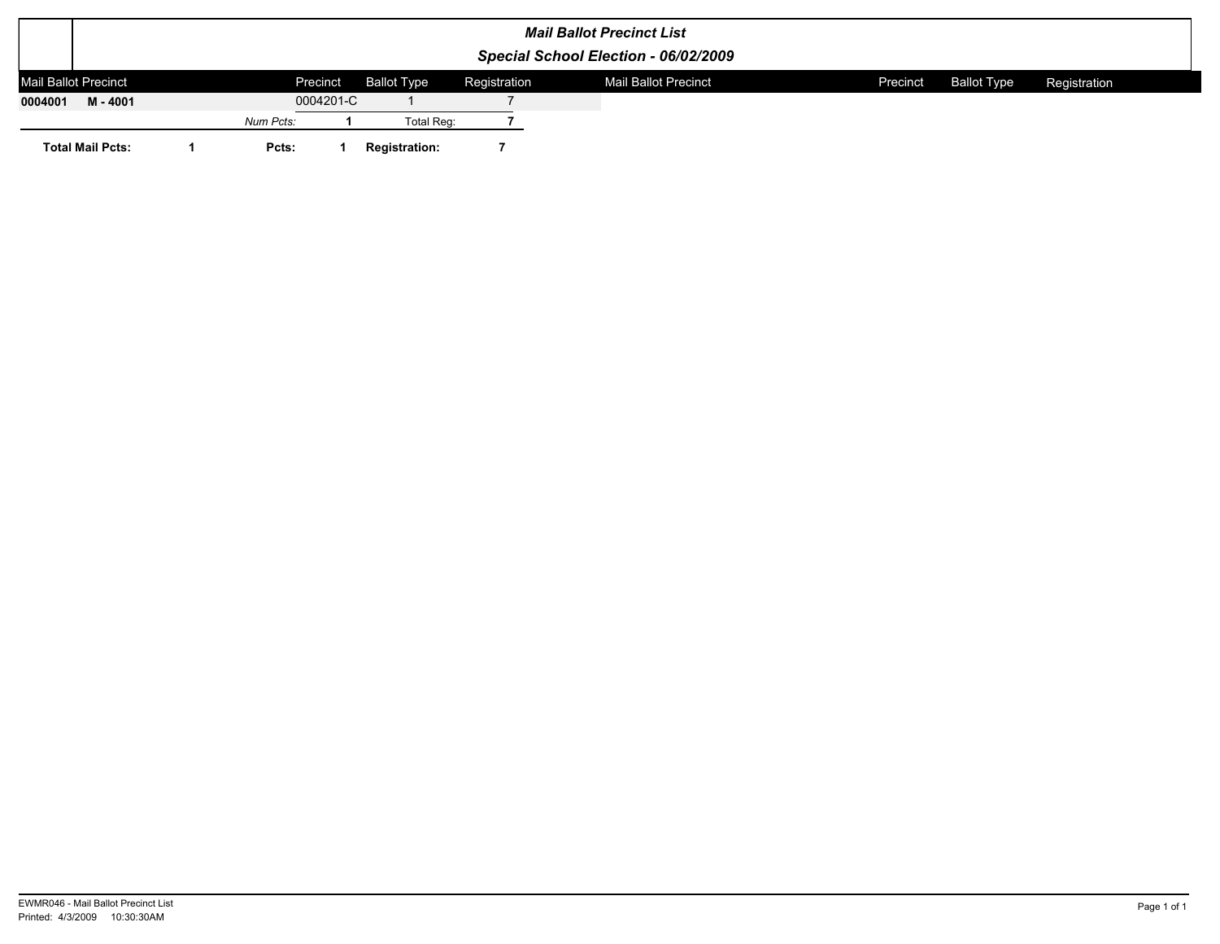# *Mail Ballot Precinct List*

## *Special School Election - 06/02/2009*

| Mail Ballot Precinct | | Precinct | Ballot Type | Registration | Mail Ballot Precinct | Precinct | Ballot Type | Registration |
|---|---|---|---|---|---|---|---|---|
| **0004001** | **M - 4001** | 0004201-C | 1 | 7 | | | | |
| | *Num Pcts:* | **1** | Total Reg: | **7** | | | | |

**Total Mail Pcts:** **1** **Pcts:** **1** **Registration:** **7**

EWMR046 - Mail Ballot Precinct List
Printed: 4/3/2009 10:30:30AM